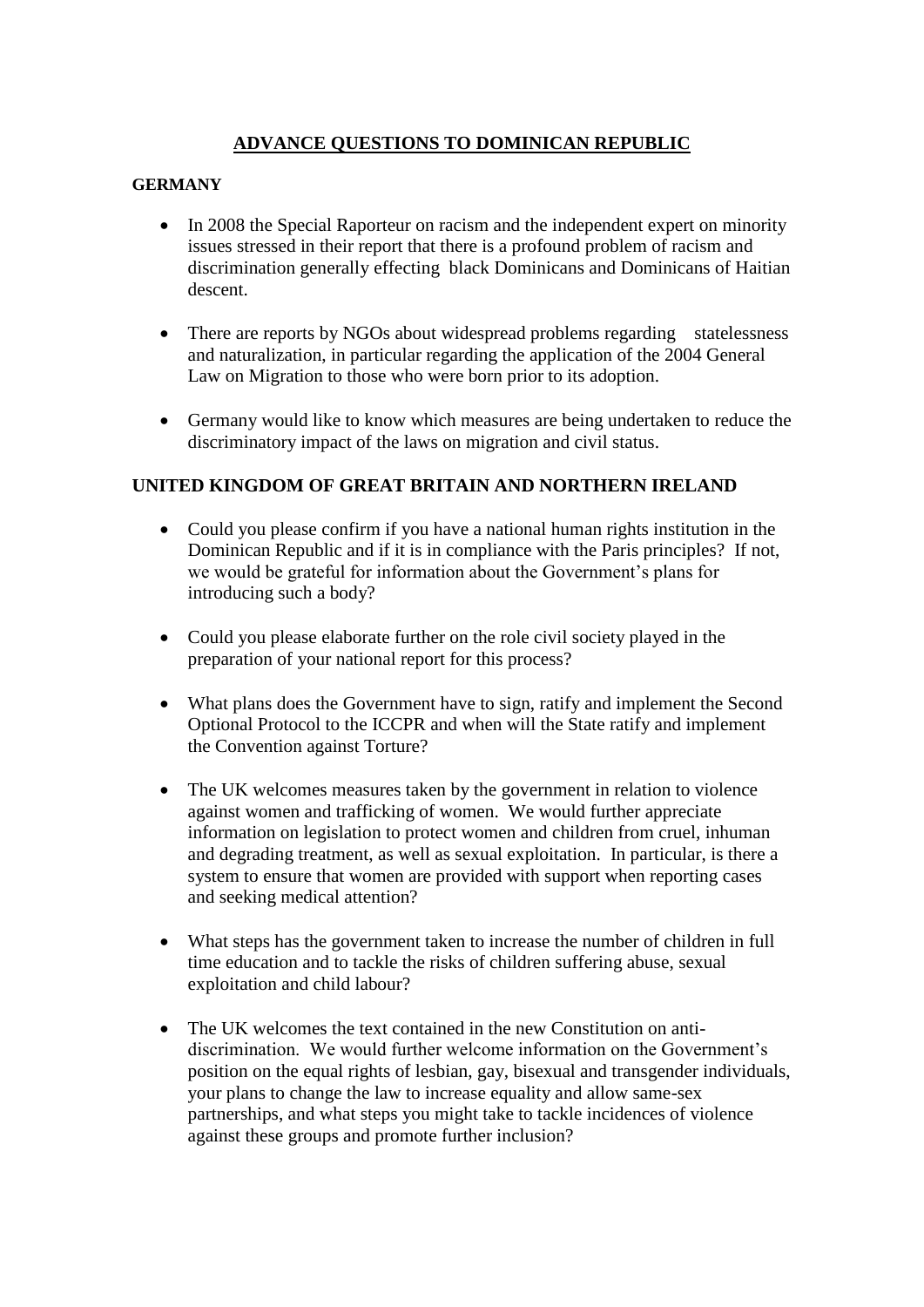# ADVANCE QUESTIONS TO DOMINICAN REPUBLIC

**GERMANY**

- In 2008 the Special Raporteur on racism and the independent expert on minority issues stressed in their report that there is a profound problem of racism and discrimination generally effecting black Dominicans and Dominicans of Haitian descent.
- There are reports by NGOs about widespread problems regarding statelessness and naturalization, in particular regarding the application of the 2004 General Law on Migration to those who were born prior to its adoption.
- Germany would like to know which measures are being undertaken to reduce the discriminatory impact of the laws on migration and civil status.

**UNITED KINGDOM OF GREAT BRITAIN AND NORTHERN IRELAND**

- Could you please confirm if you have a national human rights institution in the Dominican Republic and if it is in compliance with the Paris principles? If not, we would be grateful for information about the Government's plans for introducing such a body?
- Could you please elaborate further on the role civil society played in the preparation of your national report for this process?
- What plans does the Government have to sign, ratify and implement the Second Optional Protocol to the ICCPR and when will the State ratify and implement the Convention against Torture?
- The UK welcomes measures taken by the government in relation to violence against women and trafficking of women. We would further appreciate information on legislation to protect women and children from cruel, inhuman and degrading treatment, as well as sexual exploitation. In particular, is there a system to ensure that women are provided with support when reporting cases and seeking medical attention?
- What steps has the government taken to increase the number of children in full time education and to tackle the risks of children suffering abuse, sexual exploitation and child labour?
- The UK welcomes the text contained in the new Constitution on anti-discrimination. We would further welcome information on the Government's position on the equal rights of lesbian, gay, bisexual and transgender individuals, your plans to change the law to increase equality and allow same-sex partnerships, and what steps you might take to tackle incidences of violence against these groups and promote further inclusion?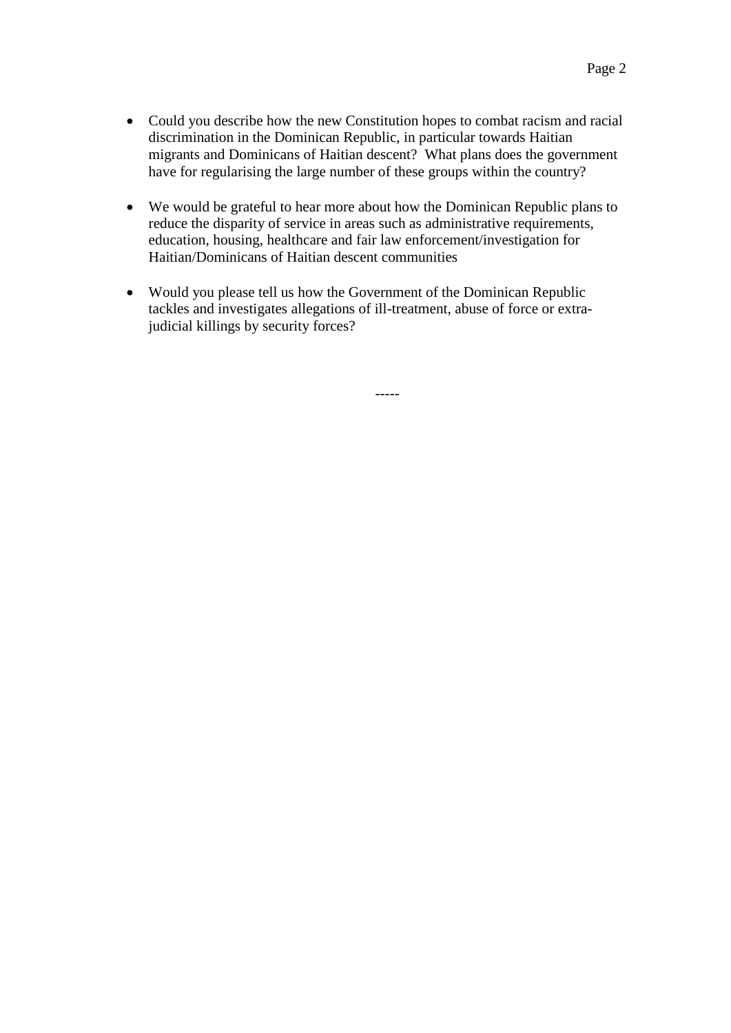- Could you describe how the new Constitution hopes to combat racism and racial discrimination in the Dominican Republic, in particular towards Haitian migrants and Dominicans of Haitian descent? What plans does the government have for regularising the large number of these groups within the country?

- We would be grateful to hear more about how the Dominican Republic plans to reduce the disparity of service in areas such as administrative requirements, education, housing, healthcare and fair law enforcement/investigation for Haitian/Dominicans of Haitian descent communities

- Would you please tell us how the Government of the Dominican Republic tackles and investigates allegations of ill-treatment, abuse of force or extra-judicial killings by security forces?

-----